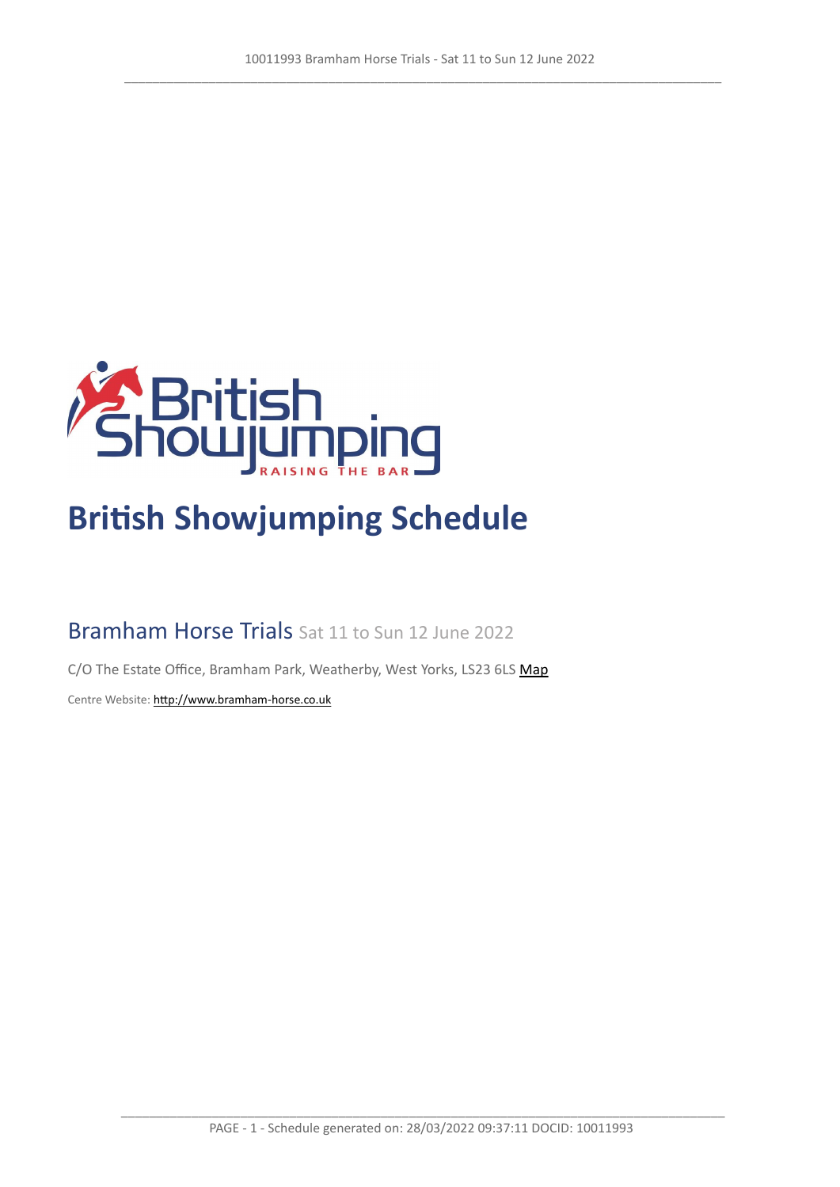# British Showjumping Schedule

## Bramham Horse Trials Sat 11 to Sun 12 June 2022

C/O The Estate Office, Bramham Park, Weatherby, West Yorks, LS23 6LS Map

Centre Website: http://www.bramham-horse.co.uk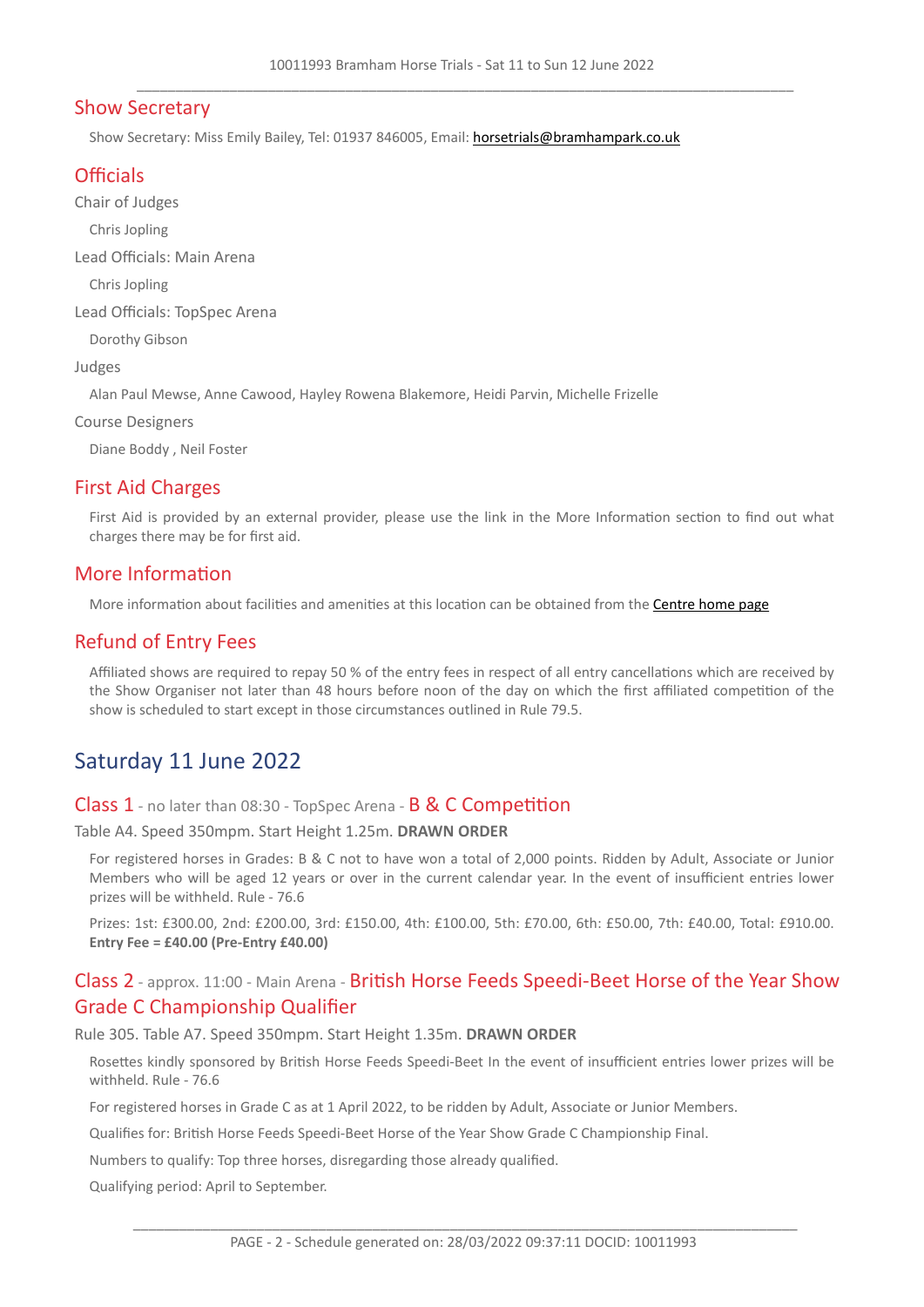## Show Secretary

Show Secretary: Miss Emily Bailey, Tel: 01937 846005, Email: horsetrials@bramhampark.co.uk

## Officials

Chair of Judges

Chris Jopling

Lead Officials: Main Arena

Chris Jopling

Lead Officials: TopSpec Arena

Dorothy Gibson

Judges

Alan Paul Mewse, Anne Cawood, Hayley Rowena Blakemore, Heidi Parvin, Michelle Frizelle

Course Designers

Diane Boddy , Neil Foster

## First Aid Charges

First Aid is provided by an external provider, please use the link in the More Information section to find out what charges there may be for first aid.

## More Information

More information about facilities and amenities at this location can be obtained from the Centre home page

## Refund of Entry Fees

Affiliated shows are required to repay 50 % of the entry fees in respect of all entry cancellations which are received by the Show Organiser not later than 48 hours before noon of the day on which the first affiliated competition of the show is scheduled to start except in those circumstances outlined in Rule 79.5.

# Saturday 11 June 2022

### Class 1 - no later than 08:30 - TopSpec Arena - B & C Competition

Table A4. Speed 350mpm. Start Height 1.25m. **DRAWN ORDER**

For registered horses in Grades: B & C not to have won a total of 2,000 points. Ridden by Adult, Associate or Junior Members who will be aged 12 years or over in the current calendar year. In the event of insufficient entries lower prizes will be withheld. Rule - 76.6

Prizes: 1st: £300.00, 2nd: £200.00, 3rd: £150.00, 4th: £100.00, 5th: £70.00, 6th: £50.00, 7th: £40.00, Total: £910.00.
**Entry Fee = £40.00 (Pre-Entry £40.00)**

### Class 2 - approx. 11:00 - Main Arena - British Horse Feeds Speedi-Beet Horse of the Year Show Grade C Championship Qualifier

Rule 305. Table A7. Speed 350mpm. Start Height 1.35m. **DRAWN ORDER**

Rosettes kindly sponsored by British Horse Feeds Speedi-Beet In the event of insufficient entries lower prizes will be withheld. Rule - 76.6

For registered horses in Grade C as at 1 April 2022, to be ridden by Adult, Associate or Junior Members.

Qualifies for: British Horse Feeds Speedi-Beet Horse of the Year Show Grade C Championship Final.

Numbers to qualify: Top three horses, disregarding those already qualified.

Qualifying period: April to September.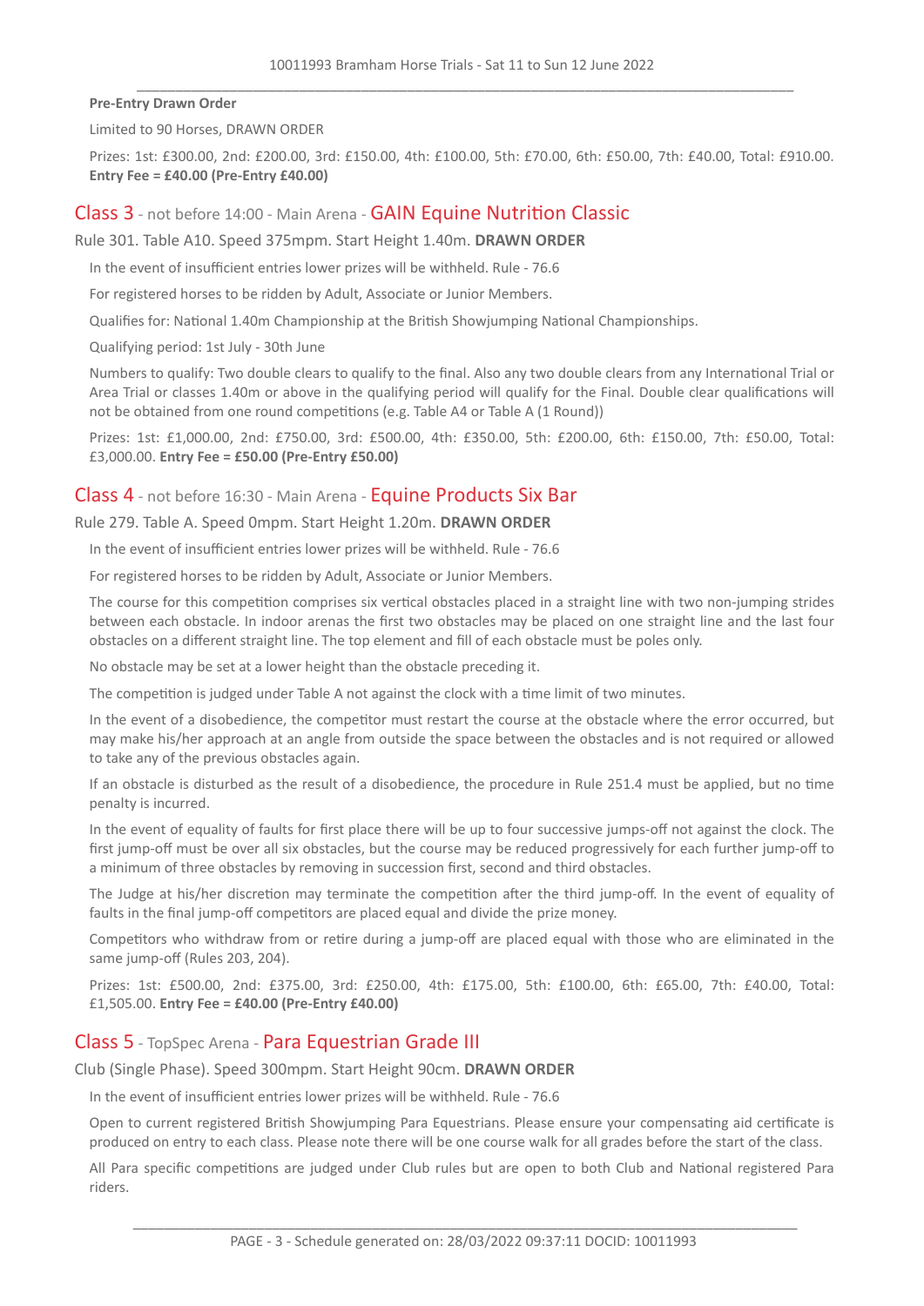**Pre-Entry Drawn Order**

Limited to 90 Horses, DRAWN ORDER

Prizes: 1st: £300.00, 2nd: £200.00, 3rd: £150.00, 4th: £100.00, 5th: £70.00, 6th: £50.00, 7th: £40.00, Total: £910.00. **Entry Fee = £40.00 (Pre-Entry £40.00)**

## Class 3 - not before 14:00 - Main Arena - GAIN Equine Nutrition Classic

Rule 301. Table A10. Speed 375mpm. Start Height 1.40m. **DRAWN ORDER**

In the event of insufficient entries lower prizes will be withheld. Rule - 76.6

For registered horses to be ridden by Adult, Associate or Junior Members.

Qualifies for: National 1.40m Championship at the British Showjumping National Championships.

Qualifying period: 1st July - 30th June

Numbers to qualify: Two double clears to qualify to the final. Also any two double clears from any International Trial or Area Trial or classes 1.40m or above in the qualifying period will qualify for the Final. Double clear qualifications will not be obtained from one round competitions (e.g. Table A4 or Table A (1 Round))

Prizes: 1st: £1,000.00, 2nd: £750.00, 3rd: £500.00, 4th: £350.00, 5th: £200.00, 6th: £150.00, 7th: £50.00, Total: £3,000.00. **Entry Fee = £50.00 (Pre-Entry £50.00)**

## Class 4 - not before 16:30 - Main Arena - Equine Products Six Bar

Rule 279. Table A. Speed 0mpm. Start Height 1.20m. **DRAWN ORDER**

In the event of insufficient entries lower prizes will be withheld. Rule - 76.6

For registered horses to be ridden by Adult, Associate or Junior Members.

The course for this competition comprises six vertical obstacles placed in a straight line with two non-jumping strides between each obstacle. In indoor arenas the first two obstacles may be placed on one straight line and the last four obstacles on a different straight line. The top element and fill of each obstacle must be poles only.

No obstacle may be set at a lower height than the obstacle preceding it.

The competition is judged under Table A not against the clock with a time limit of two minutes.

In the event of a disobedience, the competitor must restart the course at the obstacle where the error occurred, but may make his/her approach at an angle from outside the space between the obstacles and is not required or allowed to take any of the previous obstacles again.

If an obstacle is disturbed as the result of a disobedience, the procedure in Rule 251.4 must be applied, but no time penalty is incurred.

In the event of equality of faults for first place there will be up to four successive jumps-off not against the clock. The first jump-off must be over all six obstacles, but the course may be reduced progressively for each further jump-off to a minimum of three obstacles by removing in succession first, second and third obstacles.

The Judge at his/her discretion may terminate the competition after the third jump-off. In the event of equality of faults in the final jump-off competitors are placed equal and divide the prize money.

Competitors who withdraw from or retire during a jump-off are placed equal with those who are eliminated in the same jump-off (Rules 203, 204).

Prizes: 1st: £500.00, 2nd: £375.00, 3rd: £250.00, 4th: £175.00, 5th: £100.00, 6th: £65.00, 7th: £40.00, Total: £1,505.00. **Entry Fee = £40.00 (Pre-Entry £40.00)**

## Class 5 - TopSpec Arena - Para Equestrian Grade III

Club (Single Phase). Speed 300mpm. Start Height 90cm. **DRAWN ORDER**

In the event of insufficient entries lower prizes will be withheld. Rule - 76.6

Open to current registered British Showjumping Para Equestrians. Please ensure your compensating aid certificate is produced on entry to each class. Please note there will be one course walk for all grades before the start of the class.

All Para specific competitions are judged under Club rules but are open to both Club and National registered Para riders.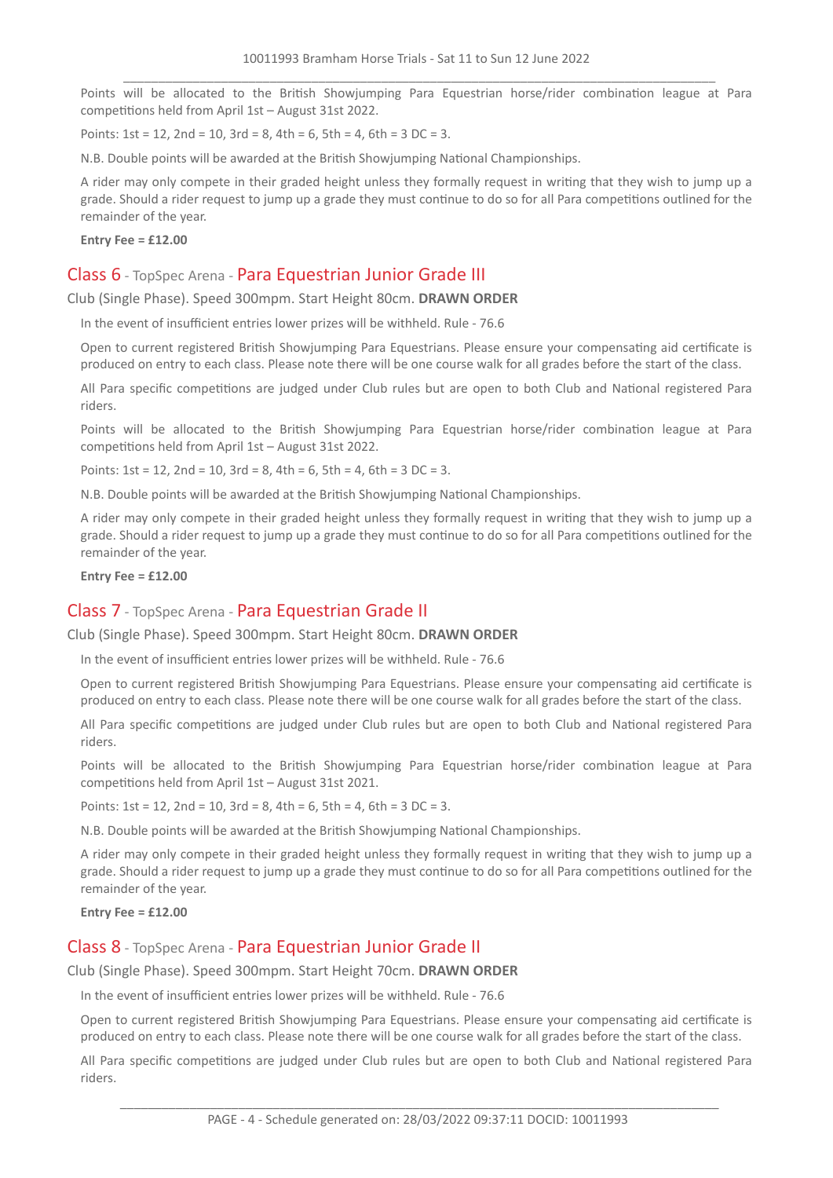Points will be allocated to the British Showjumping Para Equestrian horse/rider combination league at Para competitions held from April 1st – August 31st 2022.

Points: 1st = 12, 2nd = 10, 3rd = 8, 4th = 6, 5th = 4, 6th = 3 DC = 3.

N.B. Double points will be awarded at the British Showjumping National Championships.

A rider may only compete in their graded height unless they formally request in writing that they wish to jump up a grade. Should a rider request to jump up a grade they must continue to do so for all Para competitions outlined for the remainder of the year.

**Entry Fee = £12.00**

## Class 6 - TopSpec Arena - Para Equestrian Junior Grade III

Club (Single Phase). Speed 300mpm. Start Height 80cm. **DRAWN ORDER**

In the event of insufficient entries lower prizes will be withheld. Rule - 76.6

Open to current registered British Showjumping Para Equestrians. Please ensure your compensating aid certificate is produced on entry to each class. Please note there will be one course walk for all grades before the start of the class.

All Para specific competitions are judged under Club rules but are open to both Club and National registered Para riders.

Points will be allocated to the British Showjumping Para Equestrian horse/rider combination league at Para competitions held from April 1st – August 31st 2022.

Points: 1st = 12, 2nd = 10, 3rd = 8, 4th = 6, 5th = 4, 6th = 3 DC = 3.

N.B. Double points will be awarded at the British Showjumping National Championships.

A rider may only compete in their graded height unless they formally request in writing that they wish to jump up a grade. Should a rider request to jump up a grade they must continue to do so for all Para competitions outlined for the remainder of the year.

**Entry Fee = £12.00**

## Class 7 - TopSpec Arena - Para Equestrian Grade II

Club (Single Phase). Speed 300mpm. Start Height 80cm. **DRAWN ORDER**

In the event of insufficient entries lower prizes will be withheld. Rule - 76.6

Open to current registered British Showjumping Para Equestrians. Please ensure your compensating aid certificate is produced on entry to each class. Please note there will be one course walk for all grades before the start of the class.

All Para specific competitions are judged under Club rules but are open to both Club and National registered Para riders.

Points will be allocated to the British Showjumping Para Equestrian horse/rider combination league at Para competitions held from April 1st – August 31st 2021.

Points: 1st = 12, 2nd = 10, 3rd = 8, 4th = 6, 5th = 4, 6th = 3 DC = 3.

N.B. Double points will be awarded at the British Showjumping National Championships.

A rider may only compete in their graded height unless they formally request in writing that they wish to jump up a grade. Should a rider request to jump up a grade they must continue to do so for all Para competitions outlined for the remainder of the year.

**Entry Fee = £12.00**

## Class 8 - TopSpec Arena - Para Equestrian Junior Grade II

Club (Single Phase). Speed 300mpm. Start Height 70cm. **DRAWN ORDER**

In the event of insufficient entries lower prizes will be withheld. Rule - 76.6

Open to current registered British Showjumping Para Equestrians. Please ensure your compensating aid certificate is produced on entry to each class. Please note there will be one course walk for all grades before the start of the class.

All Para specific competitions are judged under Club rules but are open to both Club and National registered Para riders.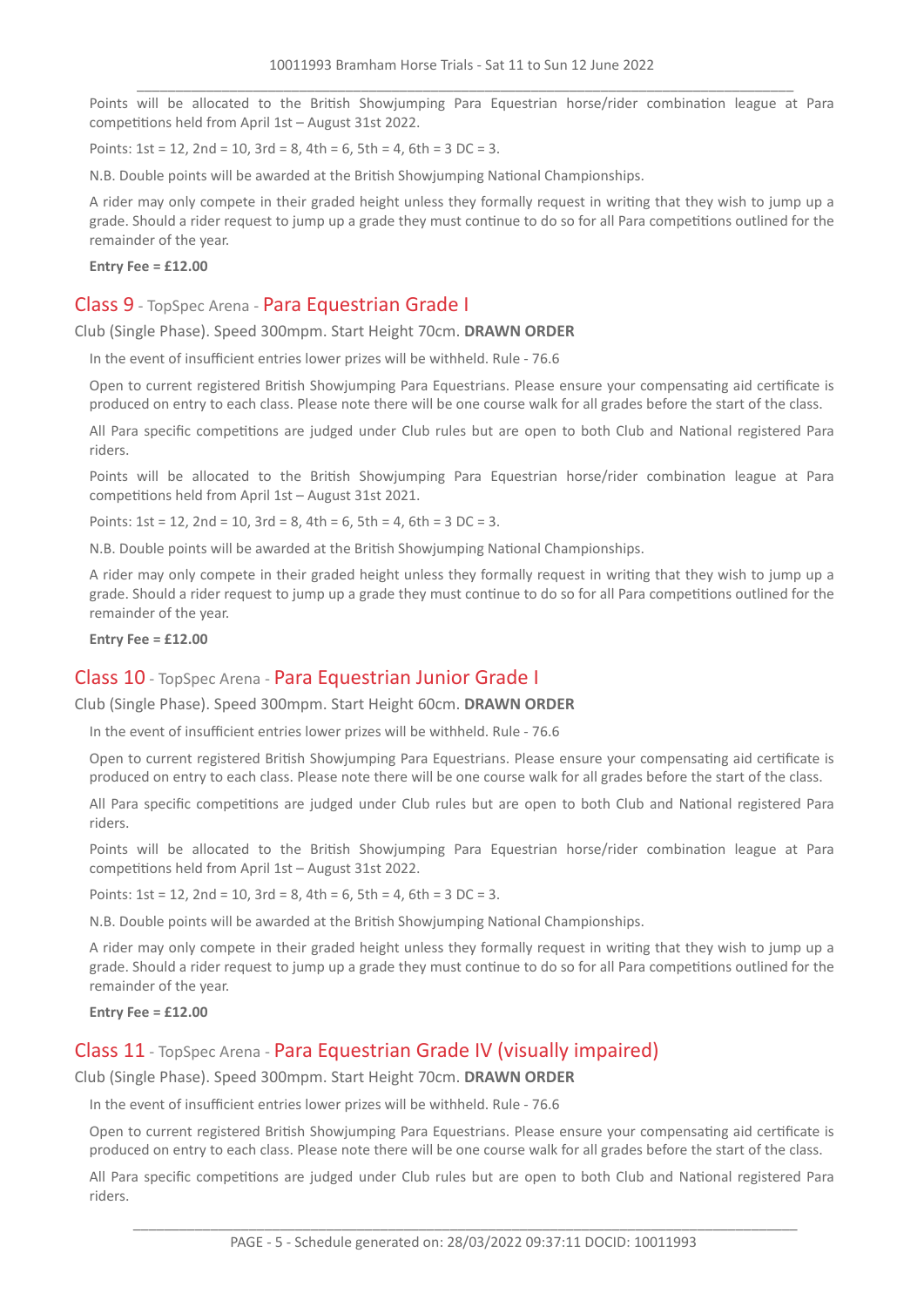Points will be allocated to the British Showjumping Para Equestrian horse/rider combination league at Para competitions held from April 1st – August 31st 2022.

Points: 1st = 12, 2nd = 10, 3rd = 8, 4th = 6, 5th = 4, 6th = 3 DC = 3.

N.B. Double points will be awarded at the British Showjumping National Championships.

A rider may only compete in their graded height unless they formally request in writing that they wish to jump up a grade. Should a rider request to jump up a grade they must continue to do so for all Para competitions outlined for the remainder of the year.

**Entry Fee = £12.00**

## Class 9 - TopSpec Arena - Para Equestrian Grade I

Club (Single Phase). Speed 300mpm. Start Height 70cm. **DRAWN ORDER**

In the event of insufficient entries lower prizes will be withheld. Rule - 76.6

Open to current registered British Showjumping Para Equestrians. Please ensure your compensating aid certificate is produced on entry to each class. Please note there will be one course walk for all grades before the start of the class.

All Para specific competitions are judged under Club rules but are open to both Club and National registered Para riders.

Points will be allocated to the British Showjumping Para Equestrian horse/rider combination league at Para competitions held from April 1st – August 31st 2021.

Points: 1st = 12, 2nd = 10, 3rd = 8, 4th = 6, 5th = 4, 6th = 3 DC = 3.

N.B. Double points will be awarded at the British Showjumping National Championships.

A rider may only compete in their graded height unless they formally request in writing that they wish to jump up a grade. Should a rider request to jump up a grade they must continue to do so for all Para competitions outlined for the remainder of the year.

**Entry Fee = £12.00**

## Class 10 - TopSpec Arena - Para Equestrian Junior Grade I

Club (Single Phase). Speed 300mpm. Start Height 60cm. **DRAWN ORDER**

In the event of insufficient entries lower prizes will be withheld. Rule - 76.6

Open to current registered British Showjumping Para Equestrians. Please ensure your compensating aid certificate is produced on entry to each class. Please note there will be one course walk for all grades before the start of the class.

All Para specific competitions are judged under Club rules but are open to both Club and National registered Para riders.

Points will be allocated to the British Showjumping Para Equestrian horse/rider combination league at Para competitions held from April 1st – August 31st 2022.

Points: 1st = 12, 2nd = 10, 3rd = 8, 4th = 6, 5th = 4, 6th = 3 DC = 3.

N.B. Double points will be awarded at the British Showjumping National Championships.

A rider may only compete in their graded height unless they formally request in writing that they wish to jump up a grade. Should a rider request to jump up a grade they must continue to do so for all Para competitions outlined for the remainder of the year.

**Entry Fee = £12.00**

## Class 11 - TopSpec Arena - Para Equestrian Grade IV (visually impaired)

Club (Single Phase). Speed 300mpm. Start Height 70cm. **DRAWN ORDER**

In the event of insufficient entries lower prizes will be withheld. Rule - 76.6

Open to current registered British Showjumping Para Equestrians. Please ensure your compensating aid certificate is produced on entry to each class. Please note there will be one course walk for all grades before the start of the class.

All Para specific competitions are judged under Club rules but are open to both Club and National registered Para riders.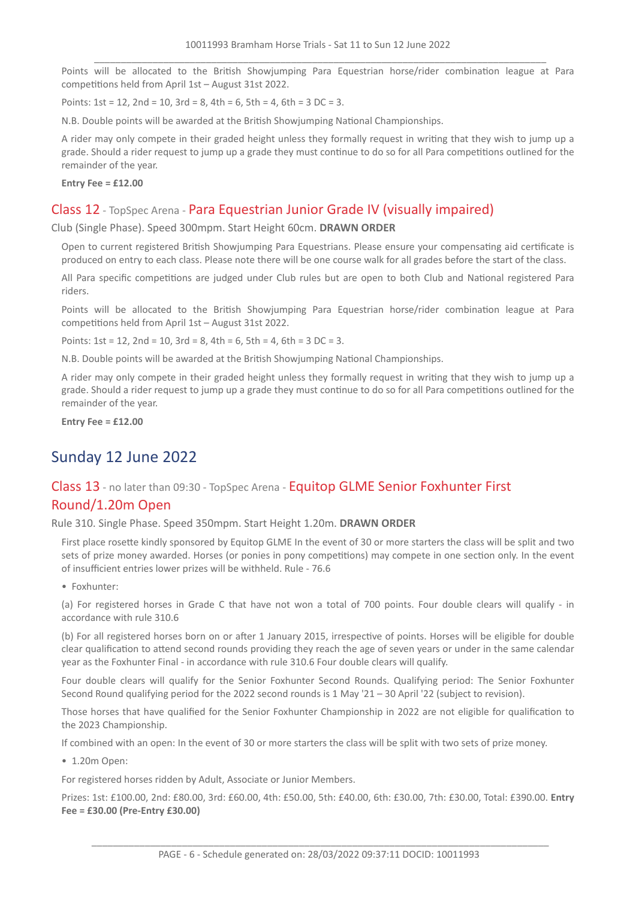Points will be allocated to the British Showjumping Para Equestrian horse/rider combination league at Para competitions held from April 1st – August 31st 2022.

Points: 1st = 12, 2nd = 10, 3rd = 8, 4th = 6, 5th = 4, 6th = 3 DC = 3.

N.B. Double points will be awarded at the British Showjumping National Championships.

A rider may only compete in their graded height unless they formally request in writing that they wish to jump up a grade. Should a rider request to jump up a grade they must continue to do so for all Para competitions outlined for the remainder of the year.

**Entry Fee = £12.00**

### Class 12 - TopSpec Arena - Para Equestrian Junior Grade IV (visually impaired)

Club (Single Phase). Speed 300mpm. Start Height 60cm. **DRAWN ORDER**

Open to current registered British Showjumping Para Equestrians. Please ensure your compensating aid certificate is produced on entry to each class. Please note there will be one course walk for all grades before the start of the class.

All Para specific competitions are judged under Club rules but are open to both Club and National registered Para riders.

Points will be allocated to the British Showjumping Para Equestrian horse/rider combination league at Para competitions held from April 1st – August 31st 2022.

Points: 1st = 12, 2nd = 10, 3rd = 8, 4th = 6, 5th = 4, 6th = 3 DC = 3.

N.B. Double points will be awarded at the British Showjumping National Championships.

A rider may only compete in their graded height unless they formally request in writing that they wish to jump up a grade. Should a rider request to jump up a grade they must continue to do so for all Para competitions outlined for the remainder of the year.

**Entry Fee = £12.00**

## Sunday 12 June 2022

### Class 13 - no later than 09:30 - TopSpec Arena - Equitop GLME Senior Foxhunter First Round/1.20m Open

Rule 310. Single Phase. Speed 350mpm. Start Height 1.20m. **DRAWN ORDER**

First place rosette kindly sponsored by Equitop GLME In the event of 30 or more starters the class will be split and two sets of prize money awarded. Horses (or ponies in pony competitions) may compete in one section only. In the event of insufficient entries lower prizes will be withheld. Rule - 76.6

- Foxhunter:

(a) For registered horses in Grade C that have not won a total of 700 points. Four double clears will qualify - in accordance with rule 310.6

(b) For all registered horses born on or after 1 January 2015, irrespective of points. Horses will be eligible for double clear qualification to attend second rounds providing they reach the age of seven years or under in the same calendar year as the Foxhunter Final - in accordance with rule 310.6 Four double clears will qualify.

Four double clears will qualify for the Senior Foxhunter Second Rounds. Qualifying period: The Senior Foxhunter Second Round qualifying period for the 2022 second rounds is 1 May '21 – 30 April '22 (subject to revision).

Those horses that have qualified for the Senior Foxhunter Championship in 2022 are not eligible for qualification to the 2023 Championship.

If combined with an open: In the event of 30 or more starters the class will be split with two sets of prize money.

- 1.20m Open:

For registered horses ridden by Adult, Associate or Junior Members.

Prizes: 1st: £100.00, 2nd: £80.00, 3rd: £60.00, 4th: £50.00, 5th: £40.00, 6th: £30.00, 7th: £30.00, Total: £390.00. **Entry Fee = £30.00 (Pre-Entry £30.00)**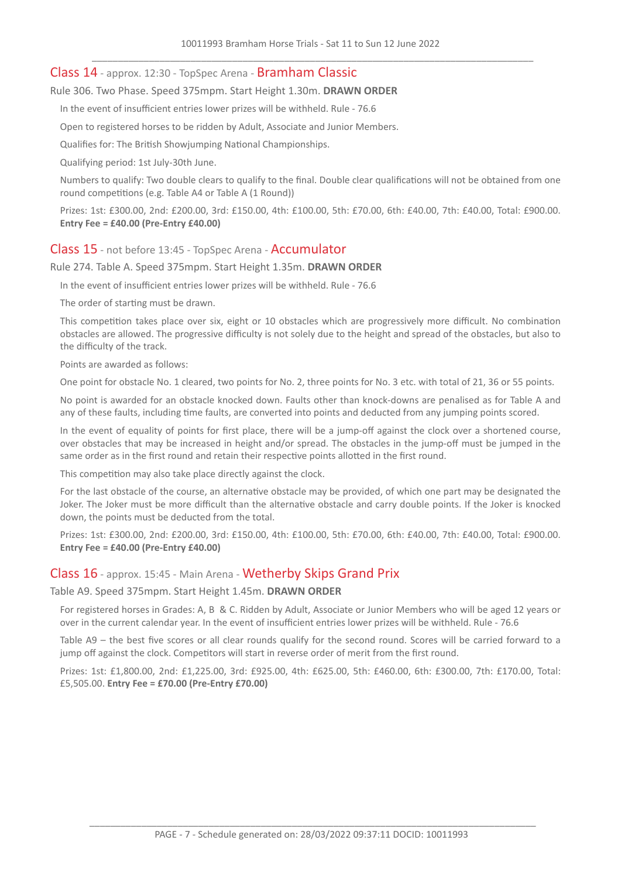## Class 14 - approx. 12:30 - TopSpec Arena - Bramham Classic

Rule 306. Two Phase. Speed 375mpm. Start Height 1.30m. **DRAWN ORDER**

In the event of insufficient entries lower prizes will be withheld. Rule - 76.6

Open to registered horses to be ridden by Adult, Associate and Junior Members.

Qualifies for: The British Showjumping National Championships.

Qualifying period: 1st July-30th June.

Numbers to qualify: Two double clears to qualify to the final. Double clear qualifications will not be obtained from one round competitions (e.g. Table A4 or Table A (1 Round))

Prizes: 1st: £300.00, 2nd: £200.00, 3rd: £150.00, 4th: £100.00, 5th: £70.00, 6th: £40.00, 7th: £40.00, Total: £900.00. **Entry Fee = £40.00 (Pre-Entry £40.00)**

## Class 15 - not before 13:45 - TopSpec Arena - Accumulator

Rule 274. Table A. Speed 375mpm. Start Height 1.35m. **DRAWN ORDER**

In the event of insufficient entries lower prizes will be withheld. Rule - 76.6

The order of starting must be drawn.

This competition takes place over six, eight or 10 obstacles which are progressively more difficult. No combination obstacles are allowed. The progressive difficulty is not solely due to the height and spread of the obstacles, but also to the difficulty of the track.

Points are awarded as follows:

One point for obstacle No. 1 cleared, two points for No. 2, three points for No. 3 etc. with total of 21, 36 or 55 points.

No point is awarded for an obstacle knocked down. Faults other than knock-downs are penalised as for Table A and any of these faults, including time faults, are converted into points and deducted from any jumping points scored.

In the event of equality of points for first place, there will be a jump-off against the clock over a shortened course, over obstacles that may be increased in height and/or spread. The obstacles in the jump-off must be jumped in the same order as in the first round and retain their respective points allotted in the first round.

This competition may also take place directly against the clock.

For the last obstacle of the course, an alternative obstacle may be provided, of which one part may be designated the Joker. The Joker must be more difficult than the alternative obstacle and carry double points. If the Joker is knocked down, the points must be deducted from the total.

Prizes: 1st: £300.00, 2nd: £200.00, 3rd: £150.00, 4th: £100.00, 5th: £70.00, 6th: £40.00, 7th: £40.00, Total: £900.00. **Entry Fee = £40.00 (Pre-Entry £40.00)**

## Class 16 - approx. 15:45 - Main Arena - Wetherby Skips Grand Prix

Table A9. Speed 375mpm. Start Height 1.45m. **DRAWN ORDER**

For registered horses in Grades: A, B & C. Ridden by Adult, Associate or Junior Members who will be aged 12 years or over in the current calendar year. In the event of insufficient entries lower prizes will be withheld. Rule - 76.6

Table A9 – the best five scores or all clear rounds qualify for the second round. Scores will be carried forward to a jump off against the clock. Competitors will start in reverse order of merit from the first round.

Prizes: 1st: £1,800.00, 2nd: £1,225.00, 3rd: £925.00, 4th: £625.00, 5th: £460.00, 6th: £300.00, 7th: £170.00, Total: £5,505.00. **Entry Fee = £70.00 (Pre-Entry £70.00)**